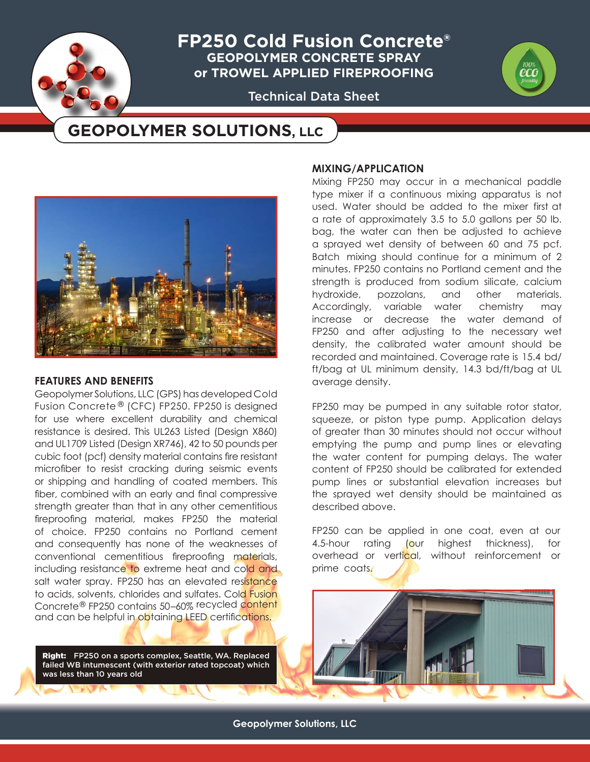# FP250 Cold Fusion Concrete®

## GEOPOLYMER CONCRETE SPRAY or TROWEL APPLIED FIREPROOFING

Technical Data Sheet

## GEOPOLYMER SOLUTIONS, LLC

### FEATURES AND BENEFITS

Geopolymer Solutions, LLC (GPS) has developed Cold Fusion Concrete® (CFC) FP250. FP250 is designed for use where excellent durability and chemical resistance is desired. This UL263 Listed (Design X860) and UL1709 Listed (Design XR746), 42 to 50 pounds per cubic foot (pcf) density material contains fire resistant microfiber to resist cracking during seismic events or shipping and handling of coated members. This fiber, combined with an early and final compressive strength greater than that in any other cementitious fireproofing material, makes FP250 the material of choice. FP250 contains no Portland cement and consequently has none of the weaknesses of conventional cementitious fireproofing materials, including resistance to extreme heat and cold and salt water spray. FP250 has an elevated resistance to acids, solvents, chlorides and sulfates. Cold Fusion Concrete® FP250 contains 50–60% recycled content and can be helpful in obtaining LEED certifications.

**Right:** FP250 on a sports complex, Seattle, WA. Replaced failed WB intumescent (with exterior rated topcoat) which was less than 10 years old

### MIXING/APPLICATION

Mixing FP250 may occur in a mechanical paddle type mixer if a continuous mixing apparatus is not used. Water should be added to the mixer first at a rate of approximately 3.5 to 5.0 gallons per 50 lb. bag, the water can then be adjusted to achieve a sprayed wet density of between 60 and 75 pcf. Batch mixing should continue for a minimum of 2 minutes. FP250 contains no Portland cement and the strength is produced from sodium silicate, calcium hydroxide, pozzolans, and other materials. Accordingly, variable water chemistry may increase or decrease the water demand of FP250 and after adjusting to the necessary wet density, the calibrated water amount should be recorded and maintained. Coverage rate is 15.4 bd/ft/bag at UL minimum density, 14.3 bd/ft/bag at UL average density.

FP250 may be pumped in any suitable rotor stator, squeeze, or piston type pump. Application delays of greater than 30 minutes should not occur without emptying the pump and pump lines or elevating the water content for pumping delays. The water content of FP250 should be calibrated for extended pump lines or substantial elevation increases but the sprayed wet density should be maintained as described above.

FP250 can be applied in one coat, even at our 4.5-hour rating (our highest thickness), for overhead or vertical, without reinforcement or prime coats.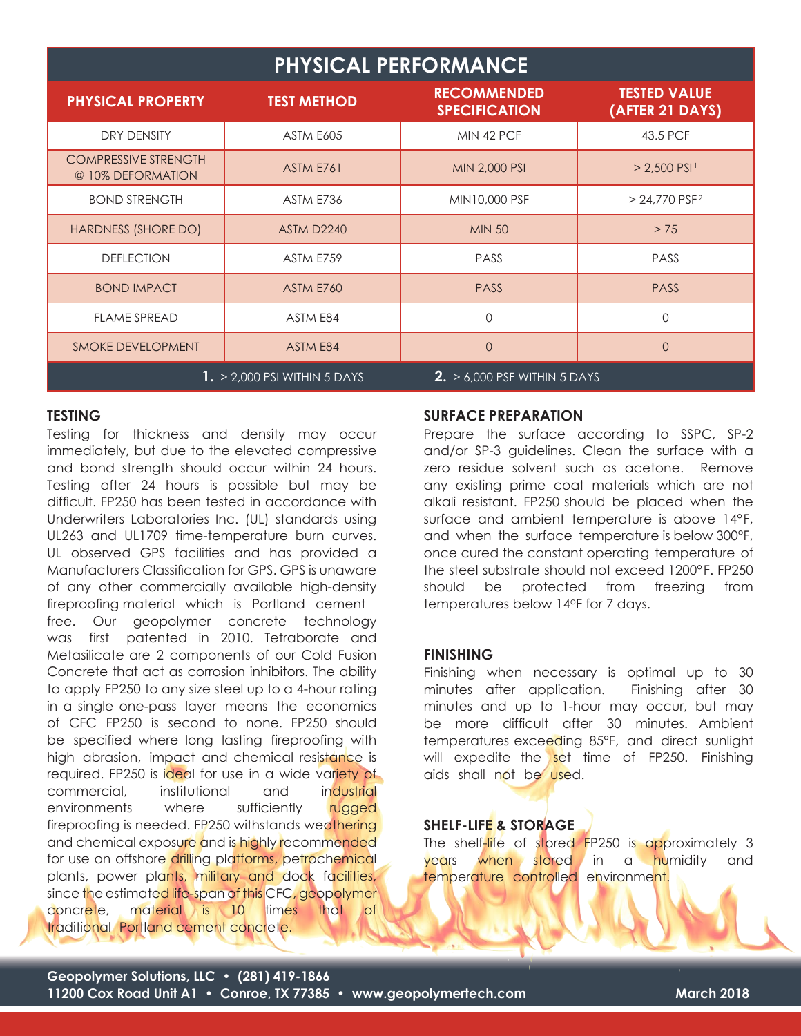## PHYSICAL PERFORMANCE

| PHYSICAL PROPERTY | TEST METHOD | RECOMMENDED SPECIFICATION | TESTED VALUE (AFTER 21 DAYS) |
|---|---|---|---|
| DRY DENSITY | ASTM E605 | MIN 42 PCF | 43.5 PCF |
| COMPRESSIVE STRENGTH @ 10% DEFORMATION | ASTM E761 | MIN 2,000 PSI | > 2,500 PSI[1] |
| BOND STRENGTH | ASTM E736 | MIN10,000 PSF | > 24,770 PSF[2] |
| HARDNESS (SHORE DO) | ASTM D2240 | MIN 50 | > 75 |
| DEFLECTION | ASTM E759 | PASS | PASS |
| BOND IMPACT | ASTM E760 | PASS | PASS |
| FLAME SPREAD | ASTM E84 | 0 | 0 |
| SMOKE DEVELOPMENT | ASTM E84 | 0 | 0 |

**1.** > 2,000 PSI WITHIN 5 DAYS **2.** > 6,000 PSF WITHIN 5 DAYS

### TESTING

Testing for thickness and density may occur immediately, but due to the elevated compressive and bond strength should occur within 24 hours. Testing after 24 hours is possible but may be difficult. FP250 has been tested in accordance with Underwriters Laboratories Inc. (UL) standards using UL263 and UL1709 time-temperature burn curves. UL observed GPS facilities and has provided a Manufacturers Classification for GPS. GPS is unaware of any other commercially available high-density fireproofing material which is Portland cement free. Our geopolymer concrete technology was first patented in 2010. Tetraborate and Metasilicate are 2 components of our Cold Fusion Concrete that act as corrosion inhibitors. The ability to apply FP250 to any size steel up to a 4-hour rating in a single one-pass layer means the economics of CFC FP250 is second to none. FP250 should be specified where long lasting fireproofing with high abrasion, impact and chemical resistance is required. FP250 is ideal for use in a wide variety of commercial, institutional and industrial environments where sufficiently rugged fireproofing is needed. FP250 withstands weathering and chemical exposure and is highly recommended for use on offshore drilling platforms, petrochemical plants, power plants, military and dock facilities, since the estimated life-span of this CFC, geopolymer concrete, material is 10 times that of traditional Portland cement concrete.

### SURFACE PREPARATION

Prepare the surface according to SSPC, SP-2 and/or SP-3 guidelines. Clean the surface with a zero residue solvent such as acetone. Remove any existing prime coat materials which are not alkali resistant. FP250 should be placed when the surface and ambient temperature is above 14°F, and when the surface temperature is below 300°F, once cured the constant operating temperature of the steel substrate should not exceed 1200°F. FP250 should be protected from freezing from temperatures below 14°F for 7 days.

### FINISHING

Finishing when necessary is optimal up to 30 minutes after application. Finishing after 30 minutes and up to 1-hour may occur, but may be more difficult after 30 minutes. Ambient temperatures exceeding 85°F, and direct sunlight will expedite the set time of FP250. Finishing aids shall not be used.

### SHELF-LIFE & STORAGE

The shelf-life of stored FP250 is approximately 3 years when stored in a humidity and temperature controlled environment.

**Geopolymer Solutions, LLC • (281) 419-1866**
**11200 Cox Road Unit A1 • Conroe, TX 77385 • www.geopolymertech.com**

**March 2018**